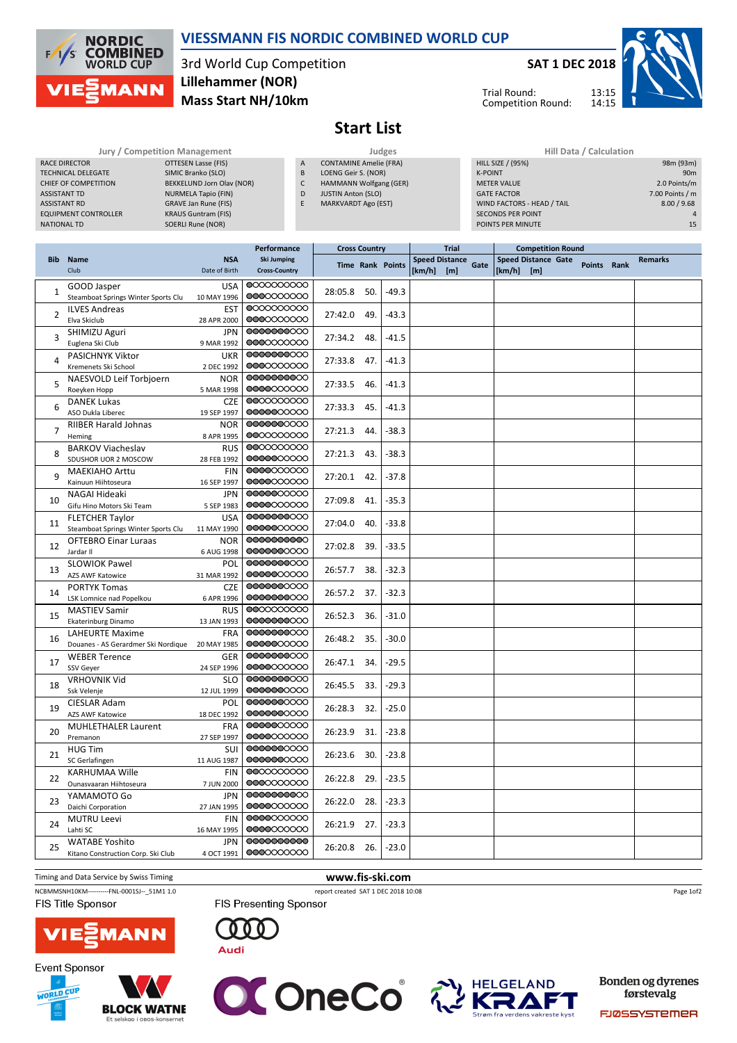# VIESSMANN FIS NORDIC COMBINED WORLD CUP

3rd World Cup Competition
**Lillehammer (NOR)**
**Mass Start NH/10km**

**SAT 1 DEC 2018**

Trial Round: 13:15
Competition Round: 14:15

## Start List

| Jury / Competition Management | |
|---|---|
| RACE DIRECTOR | OTTESEN Lasse (FIS) |
| TECHNICAL DELEGATE | SIMIC Branko (SLO) |
| CHIEF OF COMPETITION | BEKKELUND Jorn Olav (NOR) |
| ASSISTANT TD | NURMELA Tapio (FIN) |
| ASSISTANT RD | GRAVE Jan Rune (FIS) |
| EQUIPMENT CONTROLLER | KRAUS Guntram (FIS) |
| NATIONAL TD | SOERLI Rune (NOR) |

| Judges | |
|---|---|
| A | CONTAMINE Amelie (FRA) |
| B | LOENG Geir S. (NOR) |
| C | HAMMANN Wolfgang (GER) |
| D | JUSTIN Anton (SLO) |
| E | MARKVARDT Ago (EST) |

| Hill Data / Calculation | |
|---|---|
| HILL SIZE / (95%) | 98m (93m) |
| K-POINT | 90m |
| METER VALUE | 2.0 Points/m |
| GATE FACTOR | 7.00 Points / m |
| WIND FACTORS - HEAD / TAIL | 8.00 / 9.68 |
| SECONDS PER POINT | 4 |
| POINTS PER MINUTE | 15 |

| Bib | Name / Club | NSA / Date of Birth | Cross Country Time | Rank | Points | Trial Speed [km/h] | Trial Distance [m] | Trial Gate | Competition Speed [km/h] | Competition Distance [m] | Competition Gate | Points | Rank | Remarks |
|---|---|---|---|---|---|---|---|---|---|---|---|---|---|---|
| 1 | GOOD Jasper<br>Steamboat Springs Winter Sports Clu | USA<br>10 MAY 1996 | 28:05.8 | 50. | -49.3 | | | | | | | | | |
| 2 | ILVES Andreas<br>Elva Skiclub | EST<br>28 APR 2000 | 27:42.0 | 49. | -43.3 | | | | | | | | | |
| 3 | SHIMIZU Aguri<br>Euglena Ski Club | JPN<br>9 MAR 1992 | 27:34.2 | 48. | -41.5 | | | | | | | | | |
| 4 | PASICHNYK Viktor<br>Kremenets Ski School | UKR<br>2 DEC 1992 | 27:33.8 | 47. | -41.3 | | | | | | | | | |
| 5 | NAESVOLD Leif Torbjoern<br>Roeyken Hopp | NOR<br>5 MAR 1998 | 27:33.5 | 46. | -41.3 | | | | | | | | | |
| 6 | DANEK Lukas<br>ASO Dukla Liberec | CZE<br>19 SEP 1997 | 27:33.3 | 45. | -41.3 | | | | | | | | | |
| 7 | RIIBER Harald Johnas<br>Heming | NOR<br>8 APR 1995 | 27:21.3 | 44. | -38.3 | | | | | | | | | |
| 8 | BARKOV Viacheslav<br>SDUSHOR UOR 2 MOSCOW | RUS<br>28 FEB 1992 | 27:21.3 | 43. | -38.3 | | | | | | | | | |
| 9 | MAEKIAHO Arttu<br>Kainuun Hiihtoseura | FIN<br>16 SEP 1997 | 27:20.1 | 42. | -37.8 | | | | | | | | | |
| 10 | NAGAI Hideaki<br>Gifu Hino Motors Ski Team | JPN<br>5 SEP 1983 | 27:09.8 | 41. | -35.3 | | | | | | | | | |
| 11 | FLETCHER Taylor<br>Steamboat Springs Winter Sports Clu | USA<br>11 MAY 1990 | 27:04.0 | 40. | -33.8 | | | | | | | | | |
| 12 | OFTEBRO Einar Luraas<br>Jardar II | NOR<br>6 AUG 1998 | 27:02.8 | 39. | -33.5 | | | | | | | | | |
| 13 | SLOWIOK Pawel<br>AZS AWF Katowice | POL<br>31 MAR 1992 | 26:57.7 | 38. | -32.3 | | | | | | | | | |
| 14 | PORTYK Tomas<br>LSK Lomnice nad Popelkou | CZE<br>6 APR 1996 | 26:57.2 | 37. | -32.3 | | | | | | | | | |
| 15 | MASTIEV Samir<br>Ekaterinburg Dinamo | RUS<br>13 JAN 1993 | 26:52.3 | 36. | -31.0 | | | | | | | | | |
| 16 | LAHEURTE Maxime<br>Douanes - AS Gerardmer Ski Nordique | FRA<br>20 MAY 1985 | 26:48.2 | 35. | -30.0 | | | | | | | | | |
| 17 | WEBER Terence<br>SSV Geyer | GER<br>24 SEP 1996 | 26:47.1 | 34. | -29.5 | | | | | | | | | |
| 18 | VRHOVNIK Vid<br>Ssk Velenje | SLO<br>12 JUL 1999 | 26:45.5 | 33. | -29.3 | | | | | | | | | |
| 19 | CIESLAR Adam<br>AZS AWF Katowice | POL<br>18 DEC 1992 | 26:28.3 | 32. | -25.0 | | | | | | | | | |
| 20 | MUHLETHALER Laurent<br>Premanon | FRA<br>27 SEP 1997 | 26:23.9 | 31. | -23.8 | | | | | | | | | |
| 21 | HUG Tim<br>SC Gerlafingen | SUI<br>11 AUG 1987 | 26:23.6 | 30. | -23.8 | | | | | | | | | |
| 22 | KARHUMAA Wille<br>Ounasvaaran Hiihtoseura | FIN<br>7 JUN 2000 | 26:22.8 | 29. | -23.5 | | | | | | | | | |
| 23 | YAMAMOTO Go<br>Daichi Corporation | JPN<br>27 JAN 1995 | 26:22.0 | 28. | -23.3 | | | | | | | | | |
| 24 | MUTRU Leevi<br>Lahti SC | FIN<br>16 MAY 1995 | 26:21.9 | 27. | -23.3 | | | | | | | | | |
| 25 | WATABE Yoshito<br>Kitano Construction Corp. Ski Club | JPN<br>4 OCT 1991 | 26:20.8 | 26. | -23.0 | | | | | | | | | |

Timing and Data Service by Swiss Timing

www.fis-ski.com

NCBMMSNH10KM----------FNL-0001SJ--_51M1 1.0 report created SAT 1 DEC 2018 10:08

FIS Title Sponsor: VIESSMANN
FIS Presenting Sponsor: Audi
Event Sponsor: BLOCK WATNE, OneCo, HELGELAND KRAFT, Bonden og dyrenes førstevalg FJØSSYSTEMER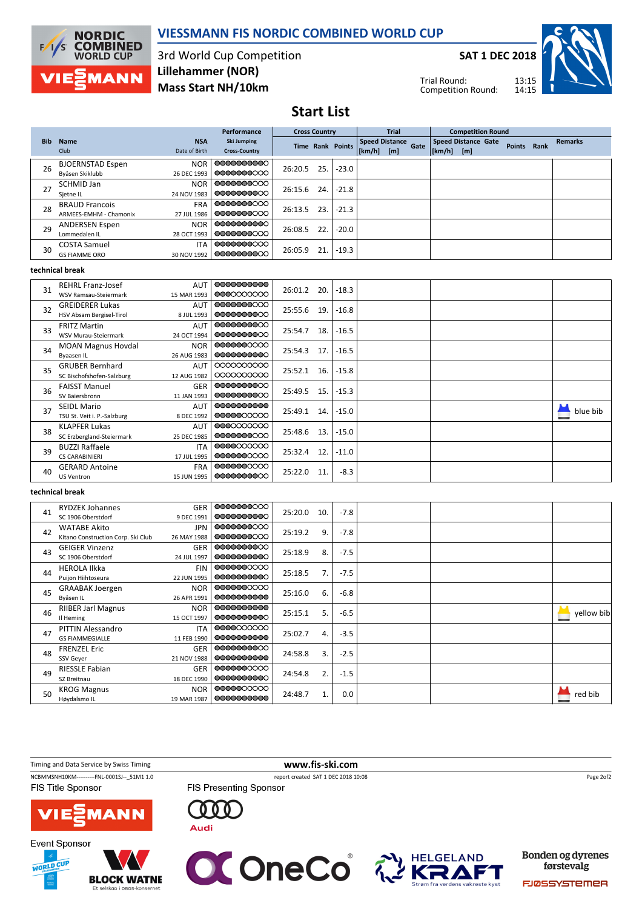# VIESSMANN FIS NORDIC COMBINED WORLD CUP

3rd World Cup Competition
**Lillehammer (NOR)**
**Mass Start NH/10km**

**SAT 1 DEC 2018**

Trial Round: 13:15
Competition Round: 14:15

## Start List

| Bib | Name / Club | NSA / Date of Birth | Cross Country Time | Rank | Points | Trial Speed [km/h] | Distance [m] | Gate | Competition Round Speed [km/h] | Distance [m] | Gate | Points | Rank | Remarks |
|---|---|---|---|---|---|---|---|---|---|---|---|---|---|---|
| 26 | BJOERNSTAD Espen / Byåsen Skiklubb | NOR / 26 DEC 1993 | 26:20.5 | 25. | -23.0 | | | | | | | | | |
| 27 | SCHMID Jan / Sjetne IL | NOR / 24 NOV 1983 | 26:15.6 | 24. | -21.8 | | | | | | | | | |
| 28 | BRAUD Francois / ARMEES-EMHM - Chamonix | FRA / 27 JUL 1986 | 26:13.5 | 23. | -21.3 | | | | | | | | | |
| 29 | ANDERSEN Espen / Lommedalen IL | NOR / 28 OCT 1993 | 26:08.5 | 22. | -20.0 | | | | | | | | | |
| 30 | COSTA Samuel / GS FIAMME ORO | ITA / 30 NOV 1992 | 26:05.9 | 21. | -19.3 | | | | | | | | | |
| | **technical break** | | | | | | | | | | | | | |
| 31 | REHRL Franz-Josef / WSV Ramsau-Steiermark | AUT / 15 MAR 1993 | 26:01.2 | 20. | -18.3 | | | | | | | | | |
| 32 | GREIDERER Lukas / HSV Absam Bergisel-Tirol | AUT / 8 JUL 1993 | 25:55.6 | 19. | -16.8 | | | | | | | | | |
| 33 | FRITZ Martin / WSV Murau-Steiermark | AUT / 24 OCT 1994 | 25:54.7 | 18. | -16.5 | | | | | | | | | |
| 34 | MOAN Magnus Hovdal / Byaasen IL | NOR / 26 AUG 1983 | 25:54.3 | 17. | -16.5 | | | | | | | | | |
| 35 | GRUBER Bernhard / SC Bischofshofen-Salzburg | AUT / 12 AUG 1982 | 25:52.1 | 16. | -15.8 | | | | | | | | | |
| 36 | FAISST Manuel / SV Baiersbronn | GER / 11 JAN 1993 | 25:49.5 | 15. | -15.3 | | | | | | | | | |
| 37 | SEIDL Mario / TSU St. Veit i. P.-Salzburg | AUT / 8 DEC 1992 | 25:49.1 | 14. | -15.0 | | | | | | | | | blue bib |
| 38 | KLAPFER Lukas / SC Erzbergland-Steiermark | AUT / 25 DEC 1985 | 25:48.6 | 13. | -15.0 | | | | | | | | | |
| 39 | BUZZI Raffaele / CS CARABINIERI | ITA / 17 JUL 1995 | 25:32.4 | 12. | -11.0 | | | | | | | | | |
| 40 | GERARD Antoine / US Ventron | FRA / 15 JUN 1995 | 25:22.0 | 11. | -8.3 | | | | | | | | | |
| | **technical break** | | | | | | | | | | | | | |
| 41 | RYDZEK Johannes / SC 1906 Oberstdorf | GER / 9 DEC 1991 | 25:20.0 | 10. | -7.8 | | | | | | | | | |
| 42 | WATABE Akito / Kitano Construction Corp. Ski Club | JPN / 26 MAY 1988 | 25:19.2 | 9. | -7.8 | | | | | | | | | |
| 43 | GEIGER Vinzenz / SC 1906 Oberstdorf | GER / 24 JUL 1997 | 25:18.9 | 8. | -7.5 | | | | | | | | | |
| 44 | HEROLA Ilkka / Puijon Hiihtoseura | FIN / 22 JUN 1995 | 25:18.5 | 7. | -7.5 | | | | | | | | | |
| 45 | GRAABAK Joergen / Byåsen IL | NOR / 26 APR 1991 | 25:16.0 | 6. | -6.8 | | | | | | | | | |
| 46 | RIIBER Jarl Magnus / Il Heming | NOR / 15 OCT 1997 | 25:15.1 | 5. | -6.5 | | | | | | | | | yellow bib |
| 47 | PITTIN Alessandro / GS FIAMMEGIALLE | ITA / 11 FEB 1990 | 25:02.7 | 4. | -3.5 | | | | | | | | | |
| 48 | FRENZEL Eric / SSV Geyer | GER / 21 NOV 1988 | 24:58.8 | 3. | -2.5 | | | | | | | | | |
| 49 | RIESSLE Fabian / SZ Breitnau | GER / 18 DEC 1990 | 24:54.8 | 2. | -1.5 | | | | | | | | | |
| 50 | KROG Magnus / Høydalsmo IL | NOR / 19 MAR 1987 | 24:48.7 | 1. | 0.0 | | | | | | | | | red bib |

Timing and Data Service by Swiss Timing

www.fis-ski.com

NCBMMSNH10KM----------FNL-0001SJ--_51M1 1.0 — report created SAT 1 DEC 2018 10:08

FIS Title Sponsor — FIS Presenting Sponsor — Event Sponsor